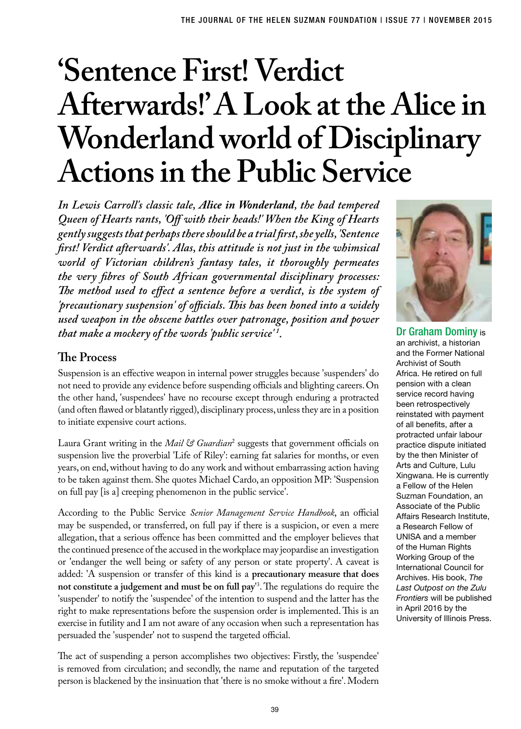# 'Sentence First! Verdict Afterwards!' A Look at the Alice in Wonderland world of Disciplinary Actions in the Public Service

***In Lewis Carroll's classic tale, Alice in Wonderland, the bad tempered Queen of Hearts rants, 'Off with their heads!' When the King of Hearts gently suggests that perhaps there should be a trial first, she yells, 'Sentence first! Verdict afterwards'. Alas, this attitude is not just in the whimsical world of Victorian children's fantasy tales, it thoroughly permeates the very fibres of South African governmental disciplinary processes: The method used to effect a sentence before a verdict, is the system of 'precautionary suspension' of officials. This has been honed into a widely used weapon in the obscene battles over patronage, position and power that make a mockery of the words 'public service'[1].***

**Dr Graham Dominy** is an archivist, a historian and the Former National Archivist of South Africa. He retired on full pension with a clean service record having been retrospectively reinstated with payment of all benefits, after a protracted unfair labour practice dispute initiated by the then Minister of Arts and Culture, Lulu Xingwana. He is currently a Fellow of the Helen Suzman Foundation, an Associate of the Public Affairs Research Institute, a Research Fellow of UNISA and a member of the Human Rights Working Group of the International Council for Archives. His book, *The Last Outpost on the Zulu Frontiers* will be published in April 2016 by the University of Illinois Press.

## The Process

Suspension is an effective weapon in internal power struggles because 'suspenders' do not need to provide any evidence before suspending officials and blighting careers. On the other hand, 'suspendees' have no recourse except through enduring a protracted (and often flawed or blatantly rigged), disciplinary process, unless they are in a position to initiate expensive court actions.

Laura Grant writing in the *Mail & Guardian*[2] suggests that government officials on suspension live the proverbial 'Life of Riley': earning fat salaries for months, or even years, on end, without having to do any work and without embarrassing action having to be taken against them. She quotes Michael Cardo, an opposition MP: 'Suspension on full pay [is a] creeping phenomenon in the public service'.

According to the Public Service *Senior Management Service Handbook*, an official may be suspended, or transferred, on full pay if there is a suspicion, or even a mere allegation, that a serious offence has been committed and the employer believes that the continued presence of the accused in the workplace may jeopardise an investigation or 'endanger the well being or safety of any person or state property'. A caveat is added: 'A suspension or transfer of this kind is a **precautionary measure that does not constitute a judgement and must be on full pay**'[3]. The regulations do require the 'suspender' to notify the 'suspendee' of the intention to suspend and the latter has the right to make representations before the suspension order is implemented. This is an exercise in futility and I am not aware of any occasion when such a representation has persuaded the 'suspender' not to suspend the targeted official.

The act of suspending a person accomplishes two objectives: Firstly, the 'suspendee' is removed from circulation; and secondly, the name and reputation of the targeted person is blackened by the insinuation that 'there is no smoke without a fire'. Modern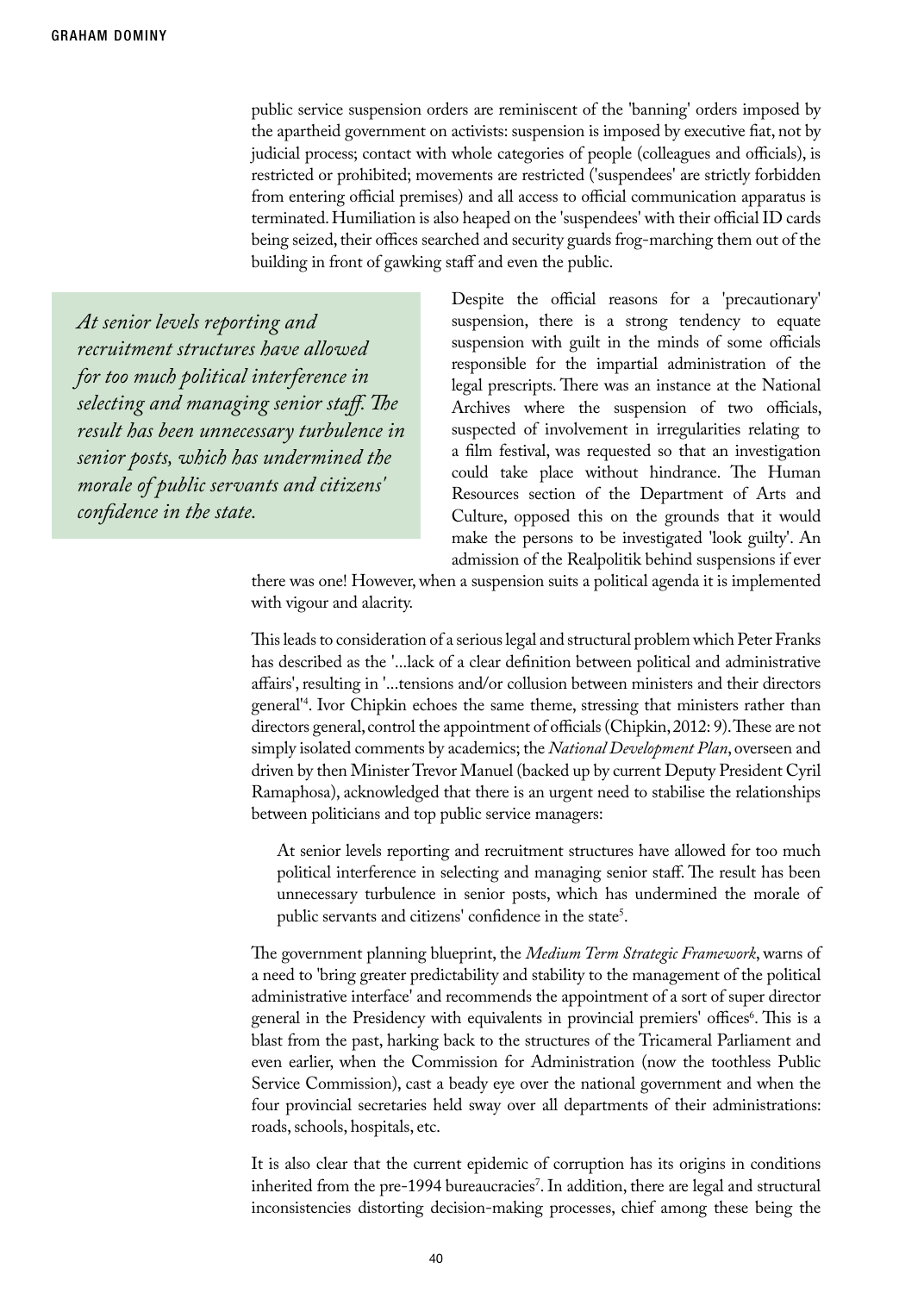public service suspension orders are reminiscent of the 'banning' orders imposed by the apartheid government on activists: suspension is imposed by executive fiat, not by judicial process; contact with whole categories of people (colleagues and officials), is restricted or prohibited; movements are restricted ('suspendees' are strictly forbidden from entering official premises) and all access to official communication apparatus is terminated. Humiliation is also heaped on the 'suspendees' with their official ID cards being seized, their offices searched and security guards frog-marching them out of the building in front of gawking staff and even the public.

> *At senior levels reporting and recruitment structures have allowed for too much political interference in selecting and managing senior staff. The result has been unnecessary turbulence in senior posts, which has undermined the morale of public servants and citizens' confidence in the state.*

Despite the official reasons for a 'precautionary' suspension, there is a strong tendency to equate suspension with guilt in the minds of some officials responsible for the impartial administration of the legal prescripts. There was an instance at the National Archives where the suspension of two officials, suspected of involvement in irregularities relating to a film festival, was requested so that an investigation could take place without hindrance. The Human Resources section of the Department of Arts and Culture, opposed this on the grounds that it would make the persons to be investigated 'look guilty'. An admission of the Realpolitik behind suspensions if ever there was one! However, when a suspension suits a political agenda it is implemented with vigour and alacrity.

This leads to consideration of a serious legal and structural problem which Peter Franks has described as the '...lack of a clear definition between political and administrative affairs', resulting in '...tensions and/or collusion between ministers and their directors general'[4]. Ivor Chipkin echoes the same theme, stressing that ministers rather than directors general, control the appointment of officials (Chipkin, 2012: 9). These are not simply isolated comments by academics; the *National Development Plan*, overseen and driven by then Minister Trevor Manuel (backed up by current Deputy President Cyril Ramaphosa), acknowledged that there is an urgent need to stabilise the relationships between politicians and top public service managers:

> At senior levels reporting and recruitment structures have allowed for too much political interference in selecting and managing senior staff. The result has been unnecessary turbulence in senior posts, which has undermined the morale of public servants and citizens' confidence in the state[5].

The government planning blueprint, the *Medium Term Strategic Framework*, warns of a need to 'bring greater predictability and stability to the management of the political administrative interface' and recommends the appointment of a sort of super director general in the Presidency with equivalents in provincial premiers' offices[6]. This is a blast from the past, harking back to the structures of the Tricameral Parliament and even earlier, when the Commission for Administration (now the toothless Public Service Commission), cast a beady eye over the national government and when the four provincial secretaries held sway over all departments of their administrations: roads, schools, hospitals, etc.

It is also clear that the current epidemic of corruption has its origins in conditions inherited from the pre-1994 bureaucracies[7]. In addition, there are legal and structural inconsistencies distorting decision-making processes, chief among these being the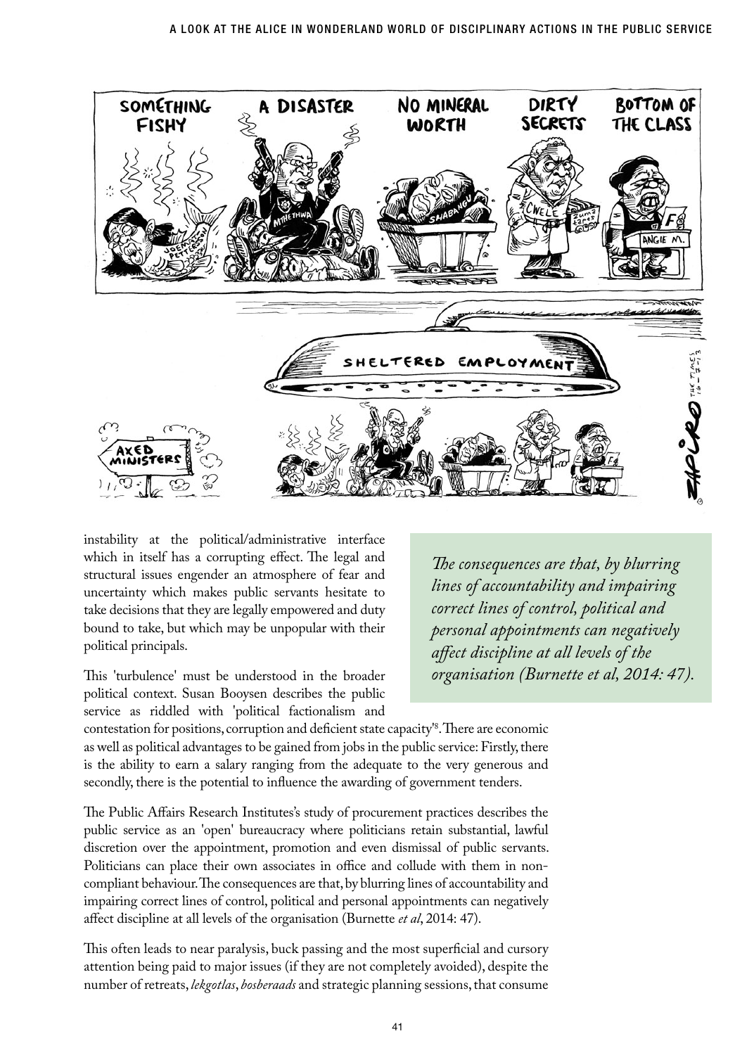instability at the political/administrative interface which in itself has a corrupting effect. The legal and structural issues engender an atmosphere of fear and uncertainty which makes public servants hesitate to take decisions that they are legally empowered and duty bound to take, but which may be unpopular with their political principals.

> *The consequences are that, by blurring lines of accountability and impairing correct lines of control, political and personal appointments can negatively affect discipline at all levels of the organisation (Burnette et al, 2014: 47).*

This 'turbulence' must be understood in the broader political context. Susan Booysen describes the public service as riddled with 'political factionalism and contestation for positions, corruption and deficient state capacity'[8]. There are economic as well as political advantages to be gained from jobs in the public service: Firstly, there is the ability to earn a salary ranging from the adequate to the very generous and secondly, there is the potential to influence the awarding of government tenders.

The Public Affairs Research Institutes's study of procurement practices describes the public service as an 'open' bureaucracy where politicians retain substantial, lawful discretion over the appointment, promotion and even dismissal of public servants. Politicians can place their own associates in office and collude with them in non-compliant behaviour. The consequences are that, by blurring lines of accountability and impairing correct lines of control, political and personal appointments can negatively affect discipline at all levels of the organisation (Burnette *et al*, 2014: 47).

This often leads to near paralysis, buck passing and the most superficial and cursory attention being paid to major issues (if they are not completely avoided), despite the number of retreats, *lekgotlas*, *bosberaads* and strategic planning sessions, that consume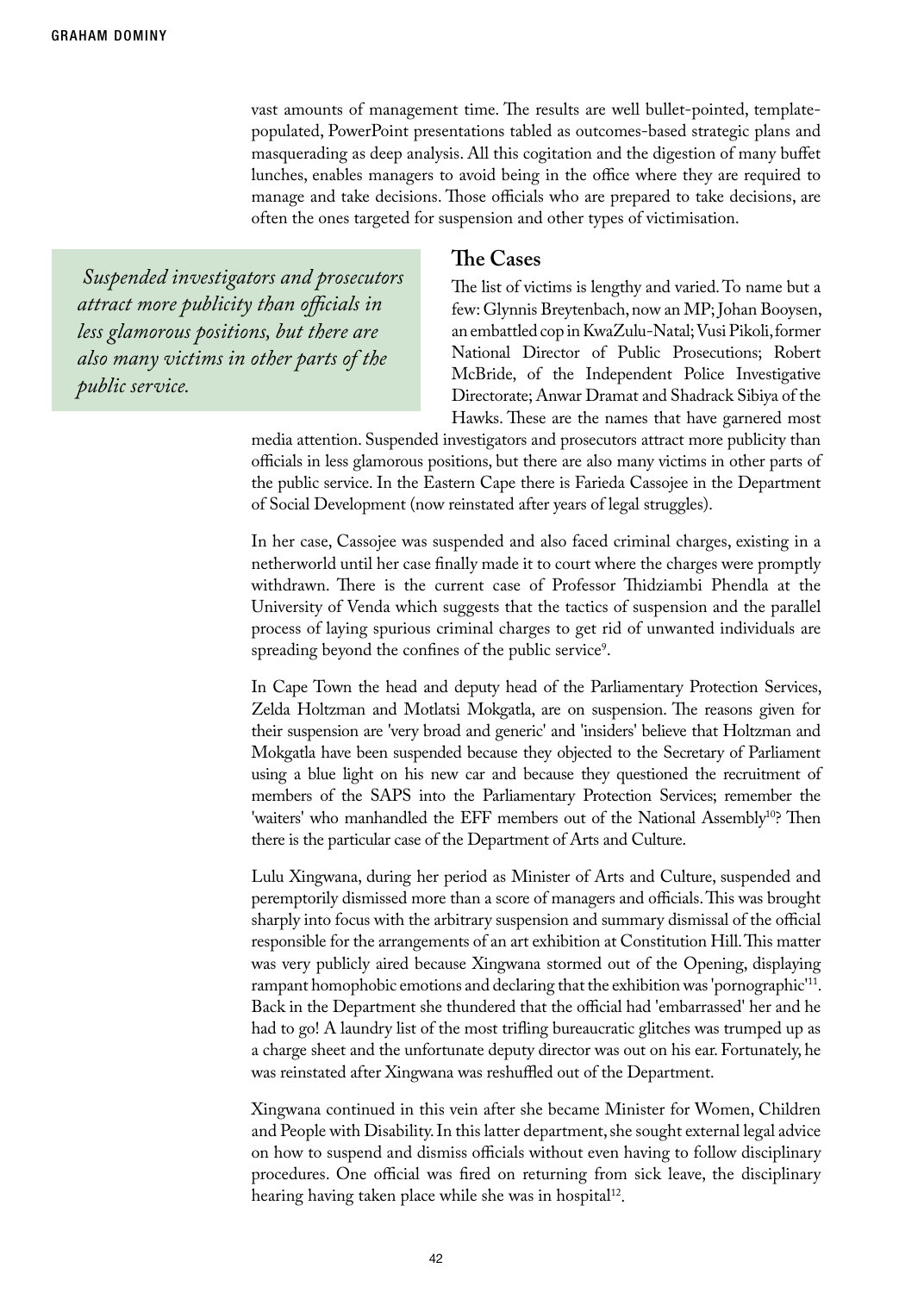vast amounts of management time. The results are well bullet-pointed, template-populated, PowerPoint presentations tabled as outcomes-based strategic plans and masquerading as deep analysis. All this cogitation and the digestion of many buffet lunches, enables managers to avoid being in the office where they are required to manage and take decisions. Those officials who are prepared to take decisions, are often the ones targeted for suspension and other types of victimisation.

> *Suspended investigators and prosecutors attract more publicity than officials in less glamorous positions, but there are also many victims in other parts of the public service.*

## The Cases

The list of victims is lengthy and varied. To name but a few: Glynnis Breytenbach, now an MP; Johan Booysen, an embattled cop in KwaZulu-Natal; Vusi Pikoli, former National Director of Public Prosecutions; Robert McBride, of the Independent Police Investigative Directorate; Anwar Dramat and Shadrack Sibiya of the Hawks. These are the names that have garnered most media attention. Suspended investigators and prosecutors attract more publicity than officials in less glamorous positions, but there are also many victims in other parts of the public service. In the Eastern Cape there is Farieda Cassojee in the Department of Social Development (now reinstated after years of legal struggles).

In her case, Cassojee was suspended and also faced criminal charges, existing in a netherworld until her case finally made it to court where the charges were promptly withdrawn. There is the current case of Professor Thidziambi Phendla at the University of Venda which suggests that the tactics of suspension and the parallel process of laying spurious criminal charges to get rid of unwanted individuals are spreading beyond the confines of the public service[9].

In Cape Town the head and deputy head of the Parliamentary Protection Services, Zelda Holtzman and Motlatsi Mokgatla, are on suspension. The reasons given for their suspension are 'very broad and generic' and 'insiders' believe that Holtzman and Mokgatla have been suspended because they objected to the Secretary of Parliament using a blue light on his new car and because they questioned the recruitment of members of the SAPS into the Parliamentary Protection Services; remember the 'waiters' who manhandled the EFF members out of the National Assembly[10]? Then there is the particular case of the Department of Arts and Culture.

Lulu Xingwana, during her period as Minister of Arts and Culture, suspended and peremptorily dismissed more than a score of managers and officials. This was brought sharply into focus with the arbitrary suspension and summary dismissal of the official responsible for the arrangements of an art exhibition at Constitution Hill. This matter was very publicly aired because Xingwana stormed out of the Opening, displaying rampant homophobic emotions and declaring that the exhibition was 'pornographic'[11]. Back in the Department she thundered that the official had 'embarrassed' her and he had to go! A laundry list of the most trifling bureaucratic glitches was trumped up as a charge sheet and the unfortunate deputy director was out on his ear. Fortunately, he was reinstated after Xingwana was reshuffled out of the Department.

Xingwana continued in this vein after she became Minister for Women, Children and People with Disability. In this latter department, she sought external legal advice on how to suspend and dismiss officials without even having to follow disciplinary procedures. One official was fired on returning from sick leave, the disciplinary hearing having taken place while she was in hospital[12].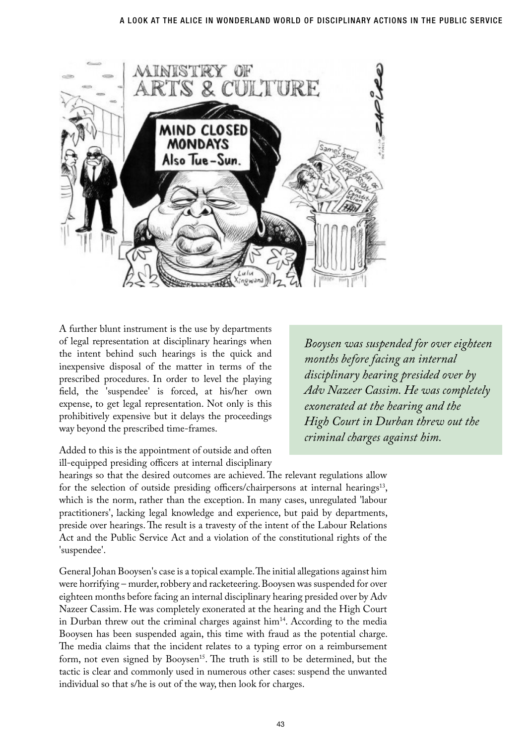A further blunt instrument is the use by departments of legal representation at disciplinary hearings when the intent behind such hearings is the quick and inexpensive disposal of the matter in terms of the prescribed procedures. In order to level the playing field, the 'suspendee' is forced, at his/her own expense, to get legal representation. Not only is this prohibitively expensive but it delays the proceedings way beyond the prescribed time-frames.

> *Booysen was suspended for over eighteen months before facing an internal disciplinary hearing presided over by Adv Nazeer Cassim. He was completely exonerated at the hearing and the High Court in Durban threw out the criminal charges against him.*

Added to this is the appointment of outside and often ill-equipped presiding officers at internal disciplinary hearings so that the desired outcomes are achieved. The relevant regulations allow for the selection of outside presiding officers/chairpersons at internal hearings[13], which is the norm, rather than the exception. In many cases, unregulated 'labour practitioners', lacking legal knowledge and experience, but paid by departments, preside over hearings. The result is a travesty of the intent of the Labour Relations Act and the Public Service Act and a violation of the constitutional rights of the 'suspendee'.

General Johan Booysen's case is a topical example. The initial allegations against him were horrifying – murder, robbery and racketeering. Booysen was suspended for over eighteen months before facing an internal disciplinary hearing presided over by Adv Nazeer Cassim. He was completely exonerated at the hearing and the High Court in Durban threw out the criminal charges against him[14]. According to the media Booysen has been suspended again, this time with fraud as the potential charge. The media claims that the incident relates to a typing error on a reimbursement form, not even signed by Booysen[15]. The truth is still to be determined, but the tactic is clear and commonly used in numerous other cases: suspend the unwanted individual so that s/he is out of the way, then look for charges.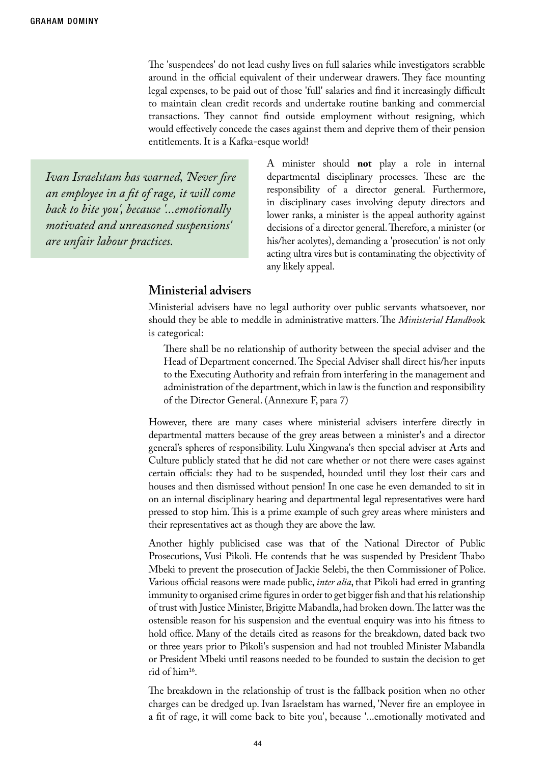The 'suspendees' do not lead cushy lives on full salaries while investigators scrabble around in the official equivalent of their underwear drawers. They face mounting legal expenses, to be paid out of those 'full' salaries and find it increasingly difficult to maintain clean credit records and undertake routine banking and commercial transactions. They cannot find outside employment without resigning, which would effectively concede the cases against them and deprive them of their pension entitlements. It is a Kafka-esque world!

> *Ivan Israelstam has warned, 'Never fire an employee in a fit of rage, it will come back to bite you', because '...emotionally motivated and unreasoned suspensions' are unfair labour practices.*

A minister should **not** play a role in internal departmental disciplinary processes. These are the responsibility of a director general. Furthermore, in disciplinary cases involving deputy directors and lower ranks, a minister is the appeal authority against decisions of a director general. Therefore, a minister (or his/her acolytes), demanding a 'prosecution' is not only acting ultra vires but is contaminating the objectivity of any likely appeal.

## Ministerial advisers

Ministerial advisers have no legal authority over public servants whatsoever, nor should they be able to meddle in administrative matters. The *Ministerial Handboo*k is categorical:

> There shall be no relationship of authority between the special adviser and the Head of Department concerned. The Special Adviser shall direct his/her inputs to the Executing Authority and refrain from interfering in the management and administration of the department, which in law is the function and responsibility of the Director General. (Annexure F, para 7)

However, there are many cases where ministerial advisers interfere directly in departmental matters because of the grey areas between a minister's and a director general's spheres of responsibility. Lulu Xingwana's then special adviser at Arts and Culture publicly stated that he did not care whether or not there were cases against certain officials: they had to be suspended, hounded until they lost their cars and houses and then dismissed without pension! In one case he even demanded to sit in on an internal disciplinary hearing and departmental legal representatives were hard pressed to stop him. This is a prime example of such grey areas where ministers and their representatives act as though they are above the law.

Another highly publicised case was that of the National Director of Public Prosecutions, Vusi Pikoli. He contends that he was suspended by President Thabo Mbeki to prevent the prosecution of Jackie Selebi, the then Commissioner of Police. Various official reasons were made public, *inter alia*, that Pikoli had erred in granting immunity to organised crime figures in order to get bigger fish and that his relationship of trust with Justice Minister, Brigitte Mabandla, had broken down. The latter was the ostensible reason for his suspension and the eventual enquiry was into his fitness to hold office. Many of the details cited as reasons for the breakdown, dated back two or three years prior to Pikoli's suspension and had not troubled Minister Mabandla or President Mbeki until reasons needed to be founded to sustain the decision to get rid of him[16].

The breakdown in the relationship of trust is the fallback position when no other charges can be dredged up. Ivan Israelstam has warned, 'Never fire an employee in a fit of rage, it will come back to bite you', because '...emotionally motivated and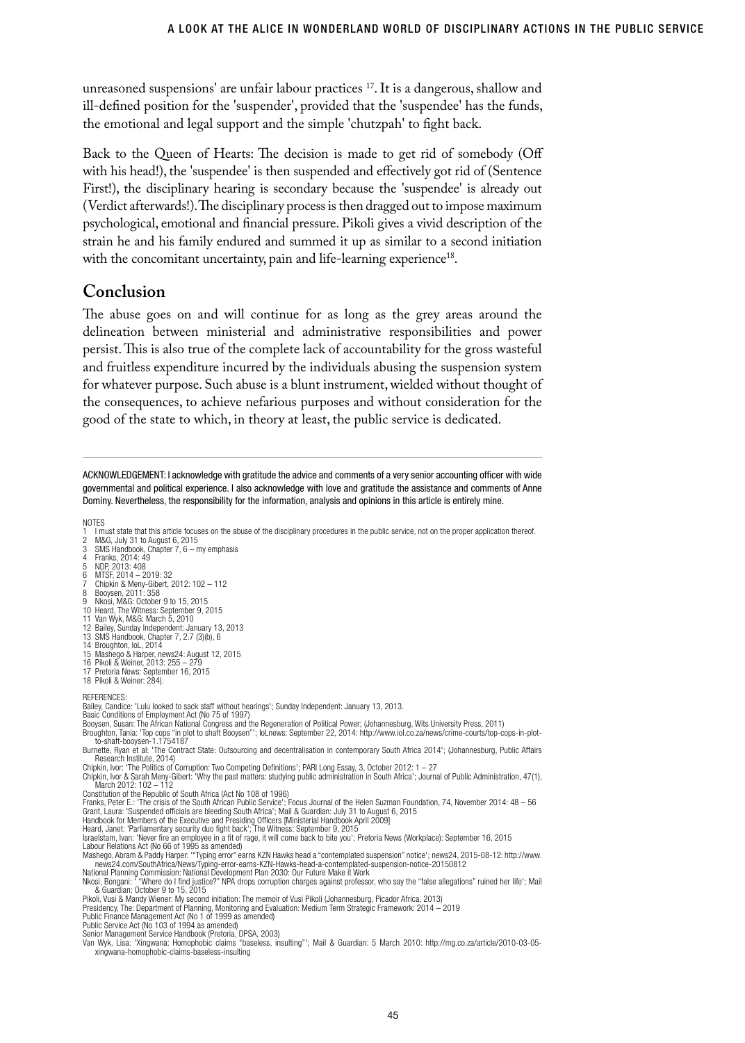unreasoned suspensions' are unfair labour practices [17]. It is a dangerous, shallow and ill-defined position for the 'suspender', provided that the 'suspendee' has the funds, the emotional and legal support and the simple 'chutzpah' to fight back.

Back to the Queen of Hearts: The decision is made to get rid of somebody (Off with his head!), the 'suspendee' is then suspended and effectively got rid of (Sentence First!), the disciplinary hearing is secondary because the 'suspendee' is already out (Verdict afterwards!). The disciplinary process is then dragged out to impose maximum psychological, emotional and financial pressure. Pikoli gives a vivid description of the strain he and his family endured and summed it up as similar to a second initiation with the concomitant uncertainty, pain and life-learning experience[18].

## Conclusion

The abuse goes on and will continue for as long as the grey areas around the delineation between ministerial and administrative responsibilities and power persist. This is also true of the complete lack of accountability for the gross wasteful and fruitless expenditure incurred by the individuals abusing the suspension system for whatever purpose. Such abuse is a blunt instrument, wielded without thought of the consequences, to achieve nefarious purposes and without consideration for the good of the state to which, in theory at least, the public service is dedicated.

---

ACKNOWLEDGEMENT: I acknowledge with gratitude the advice and comments of a very senior accounting officer with wide governmental and political experience. I also acknowledge with love and gratitude the assistance and comments of Anne Dominy. Nevertheless, the responsibility for the information, analysis and opinions in this article is entirely mine.

NOTES

1. I must state that this article focuses on the abuse of the disciplinary procedures in the public service, not on the proper application thereof.
2. M&G, July 31 to August 6, 2015
3. SMS Handbook, Chapter 7, 6 – my emphasis
4. Franks, 2014: 49
5. NDP, 2013: 408
6. MTSF, 2014 – 2019: 32
7. Chipkin & Meny-Gibert, 2012: 102 – 112
8. Booysen, 2011: 358
9. Nkosi, M&G: October 9 to 15, 2015
10. Heard, The Witness: September 9, 2015
11. Van Wyk, M&G: March 5, 2010
12. Bailey, Sunday Independent: January 13, 2013
13. SMS Handbook, Chapter 7, 2.7 (3)(b), 6
14. Broughton, IoL, 2014
15. Mashego & Harper, news24: August 12, 2015
16. Pikoli & Weiner, 2013: 255 – 279
17. Pretoria News: September 16, 2015
18. Pikoli & Weiner: 284).

REFERENCES:

Bailey, Candice: 'Lulu looked to sack staff without hearings'; Sunday Independent: January 13, 2013.

Basic Conditions of Employment Act (No 75 of 1997)

Booysen, Susan: The African National Congress and the Regeneration of Political Power; (Johannesburg, Wits University Press, 2011)

Broughton, Tania: 'Top cops "in plot to shaft Booysen"'; IoLnews: September 22, 2014: http://www.iol.co.za/news/crime-courts/top-cops-in-plot-to-shaft-booysen-1.1754187

Burnette, Ryan et al: 'The Contract State: Outsourcing and decentralisation in contemporary South Africa 2014'; (Johannesburg, Public Affairs Research Institute, 2014)

Chipkin, Ivor: 'The Politics of Corruption: Two Competing Definitions'; PARI Long Essay, 3, October 2012: 1 – 27

Chipkin, Ivor & Sarah Meny-Gibert: 'Why the past matters: studying public administration in South Africa'; Journal of Public Administration, 47(1), March 2012: 102 – 112

Constitution of the Republic of South Africa (Act No 108 of 1996)

Franks, Peter E.: 'The crisis of the South African Public Service'; Focus Journal of the Helen Suzman Foundation, 74, November 2014: 48 – 56

Grant, Laura: 'Suspended officials are bleeding South Africa'; Mail & Guardian: July 31 to August 6, 2015

Handbook for Members of the Executive and Presiding Officers [Ministerial Handbook April 2009]

Heard, Janet: 'Parliamentary security duo fight back'; The Witness: September 9, 2015

Israelstam, Ivan: 'Never fire an employee in a fit of rage, it will come back to bite you'; Pretoria News (Workplace): September 16, 2015

Labour Relations Act (No 66 of 1995 as amended)

Mashego, Abram & Paddy Harper: '"Typing error" earns KZN Hawks head a "contemplated suspension" notice'; news24, 2015-08-12: http://www.news24.com/SouthAfrica/News/Typing-error-earns-KZN-Hawks-head-a-contemplated-suspension-notice-20150812

National Planning Commission: National Development Plan 2030: Our Future Make it Work

Nkosi, Bongani: ' "Where do I find justice?" NPA drops corruption charges against professor, who say the "false allegations" ruined her life'; Mail & Guardian: October 9 to 15, 2015

Pikoli, Vusi & Mandy Wiener: My second initiation: The memoir of Vusi Pikoli (Johannesburg, Picador Africa, 2013)

Presidency, The: Department of Planning, Monitoring and Evaluation: Medium Term Strategic Framework: 2014 – 2019

Public Finance Management Act (No 1 of 1999 as amended)

Public Service Act (No 103 of 1994 as amended)

Senior Management Service Handbook (Pretoria, DPSA, 2003)

Van Wyk, Lisa: 'Xingwana: Homophobic claims "baseless, insulting"'; Mail & Guardian: 5 March 2010: http://mg.co.za/article/2010-03-05-xingwana-homophobic-claims-baseless-insulting